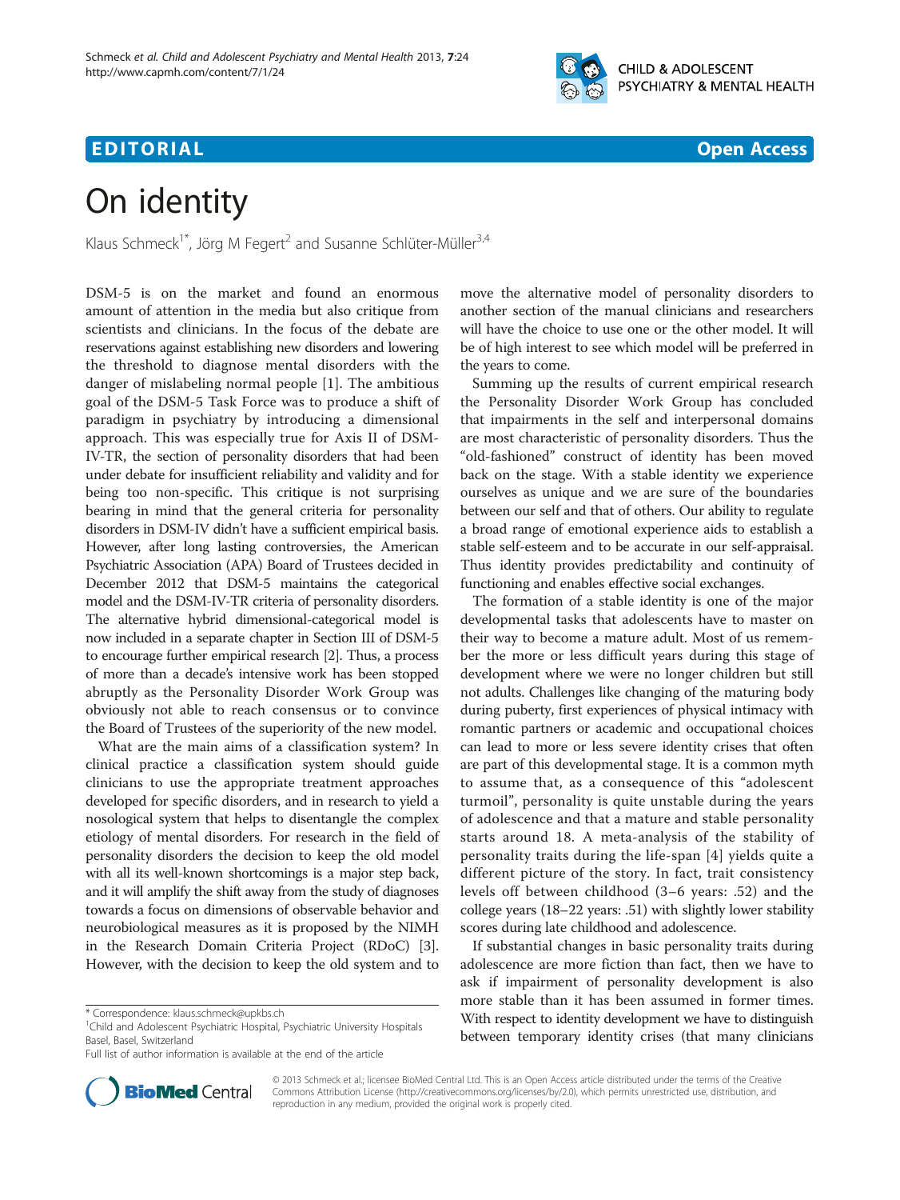**EDITORIAL** **Open Access**

# On identity

Klaus Schmeck[1*], Jörg M Fegert[2] and Susanne Schlüter-Müller[3,4]

DSM-5 is on the market and found an enormous amount of attention in the media but also critique from scientists and clinicians. In the focus of the debate are reservations against establishing new disorders and lowering the threshold to diagnose mental disorders with the danger of mislabeling normal people [1]. The ambitious goal of the DSM-5 Task Force was to produce a shift of paradigm in psychiatry by introducing a dimensional approach. This was especially true for Axis II of DSM-IV-TR, the section of personality disorders that had been under debate for insufficient reliability and validity and for being too non-specific. This critique is not surprising bearing in mind that the general criteria for personality disorders in DSM-IV didn't have a sufficient empirical basis. However, after long lasting controversies, the American Psychiatric Association (APA) Board of Trustees decided in December 2012 that DSM-5 maintains the categorical model and the DSM-IV-TR criteria of personality disorders. The alternative hybrid dimensional-categorical model is now included in a separate chapter in Section III of DSM-5 to encourage further empirical research [2]. Thus, a process of more than a decade's intensive work has been stopped abruptly as the Personality Disorder Work Group was obviously not able to reach consensus or to convince the Board of Trustees of the superiority of the new model.

What are the main aims of a classification system? In clinical practice a classification system should guide clinicians to use the appropriate treatment approaches developed for specific disorders, and in research to yield a nosological system that helps to disentangle the complex etiology of mental disorders. For research in the field of personality disorders the decision to keep the old model with all its well-known shortcomings is a major step back, and it will amplify the shift away from the study of diagnoses towards a focus on dimensions of observable behavior and neurobiological measures as it is proposed by the NIMH in the Research Domain Criteria Project (RDoC) [3]. However, with the decision to keep the old system and to move the alternative model of personality disorders to another section of the manual clinicians and researchers will have the choice to use one or the other model. It will be of high interest to see which model will be preferred in the years to come.

Summing up the results of current empirical research the Personality Disorder Work Group has concluded that impairments in the self and interpersonal domains are most characteristic of personality disorders. Thus the "old-fashioned" construct of identity has been moved back on the stage. With a stable identity we experience ourselves as unique and we are sure of the boundaries between our self and that of others. Our ability to regulate a broad range of emotional experience aids to establish a stable self-esteem and to be accurate in our self-appraisal. Thus identity provides predictability and continuity of functioning and enables effective social exchanges.

The formation of a stable identity is one of the major developmental tasks that adolescents have to master on their way to become a mature adult. Most of us remember the more or less difficult years during this stage of development where we were no longer children but still not adults. Challenges like changing of the maturing body during puberty, first experiences of physical intimacy with romantic partners or academic and occupational choices can lead to more or less severe identity crises that often are part of this developmental stage. It is a common myth to assume that, as a consequence of this "adolescent turmoil", personality is quite unstable during the years of adolescence and that a mature and stable personality starts around 18. A meta-analysis of the stability of personality traits during the life-span [4] yields quite a different picture of the story. In fact, trait consistency levels off between childhood (3–6 years: .52) and the college years (18–22 years: .51) with slightly lower stability scores during late childhood and adolescence.

If substantial changes in basic personality traits during adolescence are more fiction than fact, then we have to ask if impairment of personality development is also more stable than it has been assumed in former times. With respect to identity development we have to distinguish between temporary identity crises (that many clinicians

\* Correspondence: klaus.schmeck@upkbs.ch
[1]Child and Adolescent Psychiatric Hospital, Psychiatric University Hospitals Basel, Basel, Switzerland
Full list of author information is available at the end of the article

© 2013 Schmeck et al.; licensee BioMed Central Ltd. This is an Open Access article distributed under the terms of the Creative Commons Attribution License (http://creativecommons.org/licenses/by/2.0), which permits unrestricted use, distribution, and reproduction in any medium, provided the original work is properly cited.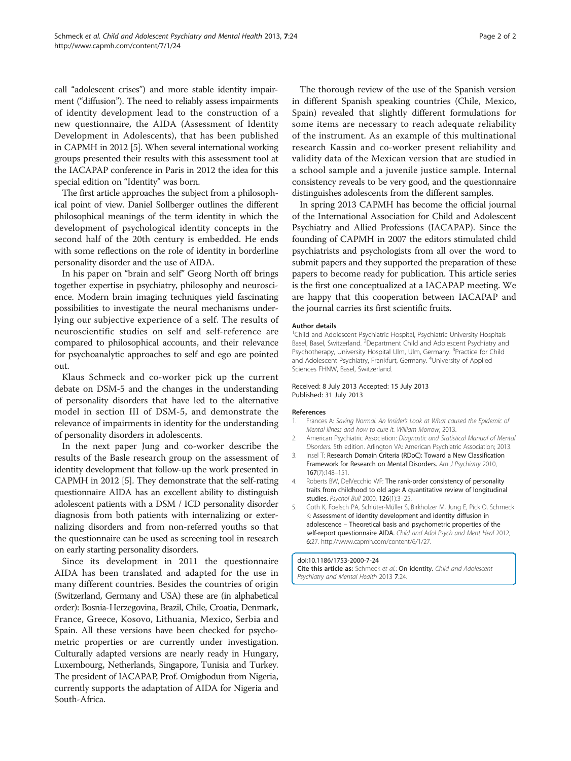call "adolescent crises") and more stable identity impairment ("diffusion"). The need to reliably assess impairments of identity development lead to the construction of a new questionnaire, the AIDA (Assessment of Identity Development in Adolescents), that has been published in CAPMH in 2012 [5]. When several international working groups presented their results with this assessment tool at the IACAPAP conference in Paris in 2012 the idea for this special edition on "Identity" was born.

The first article approaches the subject from a philosophical point of view. Daniel Sollberger outlines the different philosophical meanings of the term identity in which the development of psychological identity concepts in the second half of the 20th century is embedded. He ends with some reflections on the role of identity in borderline personality disorder and the use of AIDA.

In his paper on "brain and self" Georg North off brings together expertise in psychiatry, philosophy and neuroscience. Modern brain imaging techniques yield fascinating possibilities to investigate the neural mechanisms underlying our subjective experience of a self. The results of neuroscientific studies on self and self-reference are compared to philosophical accounts, and their relevance for psychoanalytic approaches to self and ego are pointed out.

Klaus Schmeck and co-worker pick up the current debate on DSM-5 and the changes in the understanding of personality disorders that have led to the alternative model in section III of DSM-5, and demonstrate the relevance of impairments in identity for the understanding of personality disorders in adolescents.

In the next paper Jung and co-worker describe the results of the Basle research group on the assessment of identity development that follow-up the work presented in CAPMH in 2012 [5]. They demonstrate that the self-rating questionnaire AIDA has an excellent ability to distinguish adolescent patients with a DSM / ICD personality disorder diagnosis from both patients with internalizing or externalizing disorders and from non-referred youths so that the questionnaire can be used as screening tool in research on early starting personality disorders.

Since its development in 2011 the questionnaire AIDA has been translated and adapted for the use in many different countries. Besides the countries of origin (Switzerland, Germany and USA) these are (in alphabetical order): Bosnia-Herzegovina, Brazil, Chile, Croatia, Denmark, France, Greece, Kosovo, Lithuania, Mexico, Serbia and Spain. All these versions have been checked for psychometric properties or are currently under investigation. Culturally adapted versions are nearly ready in Hungary, Luxembourg, Netherlands, Singapore, Tunisia and Turkey. The president of IACAPAP, Prof. Omigbodun from Nigeria, currently supports the adaptation of AIDA for Nigeria and South-Africa.

The thorough review of the use of the Spanish version in different Spanish speaking countries (Chile, Mexico, Spain) revealed that slightly different formulations for some items are necessary to reach adequate reliability of the instrument. As an example of this multinational research Kassin and co-worker present reliability and validity data of the Mexican version that are studied in a school sample and a juvenile justice sample. Internal consistency reveals to be very good, and the questionnaire distinguishes adolescents from the different samples.

In spring 2013 CAPMH has become the official journal of the International Association for Child and Adolescent Psychiatry and Allied Professions (IACAPAP). Since the founding of CAPMH in 2007 the editors stimulated child psychiatrists and psychologists from all over the word to submit papers and they supported the preparation of these papers to become ready for publication. This article series is the first one conceptualized at a IACAPAP meeting. We are happy that this cooperation between IACAPAP and the journal carries its first scientific fruits.

#### Author details

[1]Child and Adolescent Psychiatric Hospital, Psychiatric University Hospitals Basel, Basel, Switzerland. [2]Department Child and Adolescent Psychiatry and Psychotherapy, University Hospital Ulm, Ulm, Germany. [3]Practice for Child and Adolescent Psychiatry, Frankfurt, Germany. [4]University of Applied Sciences FHNW, Basel, Switzerland.

Received: 8 July 2013 Accepted: 15 July 2013
Published: 31 July 2013

#### References

1. Frances A: *Saving Normal. An Insider's Look at What caused the Epidemic of Mental Illness and how to cure It. William Morrow*; 2013.
2. American Psychiatric Association: *Diagnostic and Statistical Manual of Mental Disorders.* 5th edition. Arlington VA: American Psychiatric Association; 2013.
3. Insel T: **Research Domain Criteria (RDoC): Toward a New Classification Framework for Research on Mental Disorders.** *Am J Psychiatry* 2010, **167**(7):148–151.
4. Roberts BW, DelVecchio WF: **The rank-order consistency of personality traits from childhood to old age: A quantitative review of longitudinal studies.** *Psychol Bull* 2000, **126**(1):3–25.
5. Goth K, Foelsch PA, Schlüter-Müller S, Birkholzer M, Jung E, Pick O, Schmeck K: **Assessment of identity development and identity diffusion in adolescence – Theoretical basis and psychometric properties of the self-report questionnaire AIDA.** *Child and Adol Psych and Ment Heal* 2012, **6**:27. http://www.capmh.com/content/6/1/27.

doi:10.1186/1753-2000-7-24
**Cite this article as:** Schmeck *et al.*: On identity. *Child and Adolescent Psychiatry and Mental Health* 2013 **7**:24.